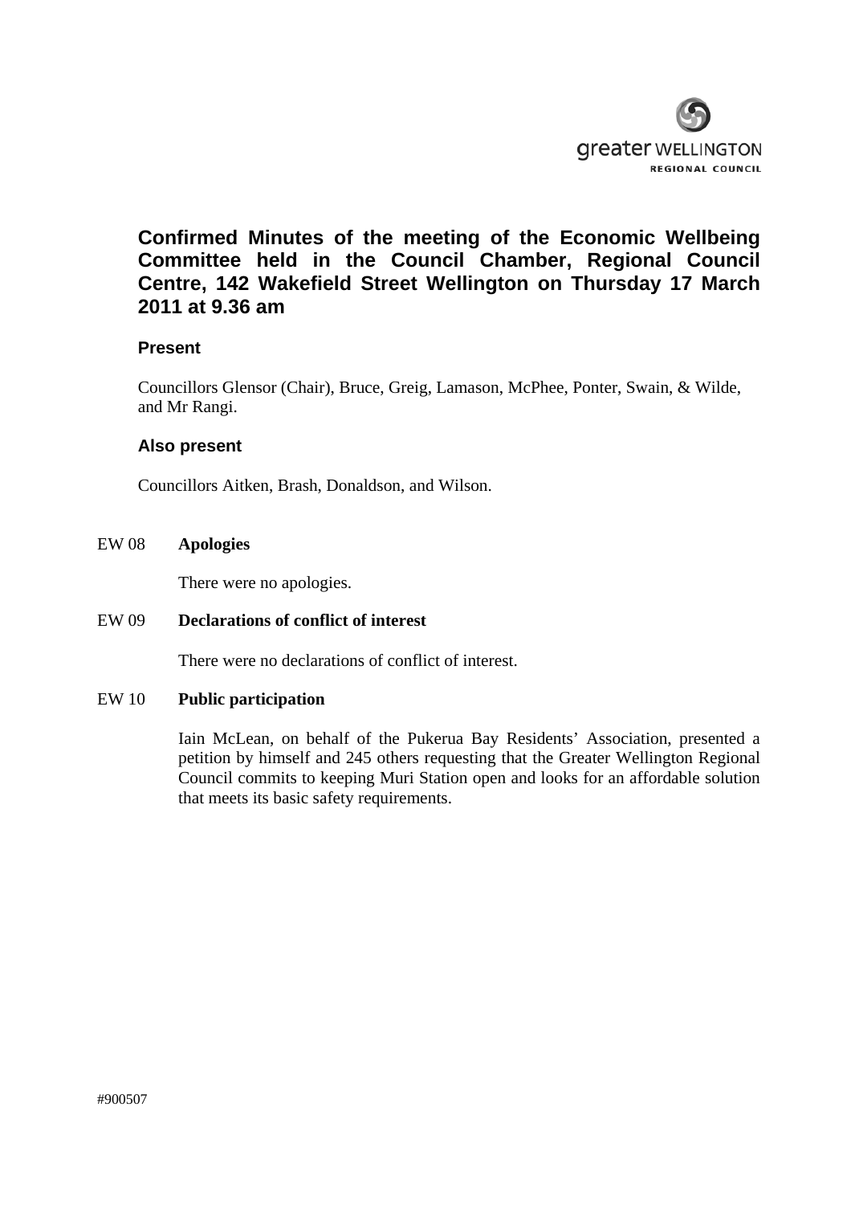greater WELLINGTON
REGIONAL COUNCIL

# Confirmed Minutes of the meeting of the Economic Wellbeing Committee held in the Council Chamber, Regional Council Centre, 142 Wakefield Street Wellington on Thursday 17 March 2011 at 9.36 am

### Present

Councillors Glensor (Chair), Bruce, Greig, Lamason, McPhee, Ponter, Swain, & Wilde, and Mr Rangi.

### Also present

Councillors Aitken, Brash, Donaldson, and Wilson.

EW 08 **Apologies**

There were no apologies.

EW 09 **Declarations of conflict of interest**

There were no declarations of conflict of interest.

EW 10 **Public participation**

Iain McLean, on behalf of the Pukerua Bay Residents' Association, presented a petition by himself and 245 others requesting that the Greater Wellington Regional Council commits to keeping Muri Station open and looks for an affordable solution that meets its basic safety requirements.

#900507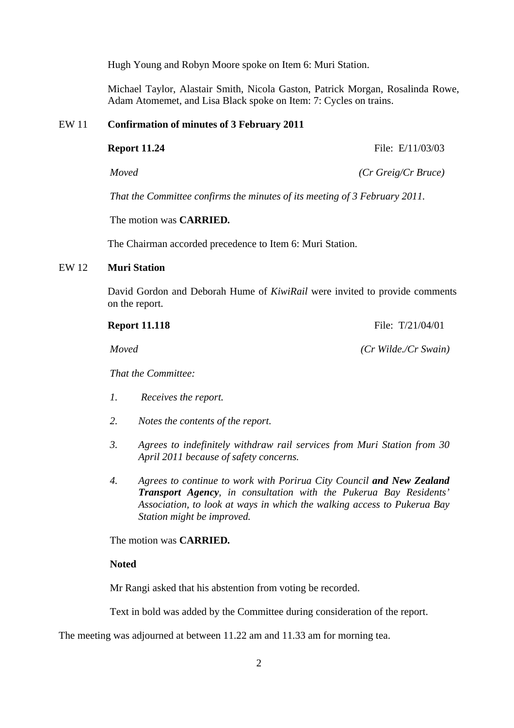Hugh Young and Robyn Moore spoke on Item 6: Muri Station.

Michael Taylor, Alastair Smith, Nicola Gaston, Patrick Morgan, Rosalinda Rowe, Adam Atomemet, and Lisa Black spoke on Item: 7: Cycles on trains.

## EW 11 Confirmation of minutes of 3 February 2011

**Report 11.24** File: E/11/03/03

*Moved* *(Cr Greig/Cr Bruce)*

*That the Committee confirms the minutes of its meeting of 3 February 2011.*

The motion was **CARRIED.**

The Chairman accorded precedence to Item 6: Muri Station.

## EW 12 Muri Station

David Gordon and Deborah Hume of *KiwiRail* were invited to provide comments on the report.

**Report 11.118** File: T/21/04/01

*Moved* *(Cr Wilde./Cr Swain)*

*That the Committee:*

1. *Receives the report.*
2. *Notes the contents of the report.*
3. *Agrees to indefinitely withdraw rail services from Muri Station from 30 April 2011 because of safety concerns.*
4. *Agrees to continue to work with Porirua City Council* ***and New Zealand Transport Agency****, in consultation with the Pukerua Bay Residents' Association, to look at ways in which the walking access to Pukerua Bay Station might be improved.*

The motion was **CARRIED.**

**Noted**

Mr Rangi asked that his abstention from voting be recorded.

Text in bold was added by the Committee during consideration of the report.

The meeting was adjourned at between 11.22 am and 11.33 am for morning tea.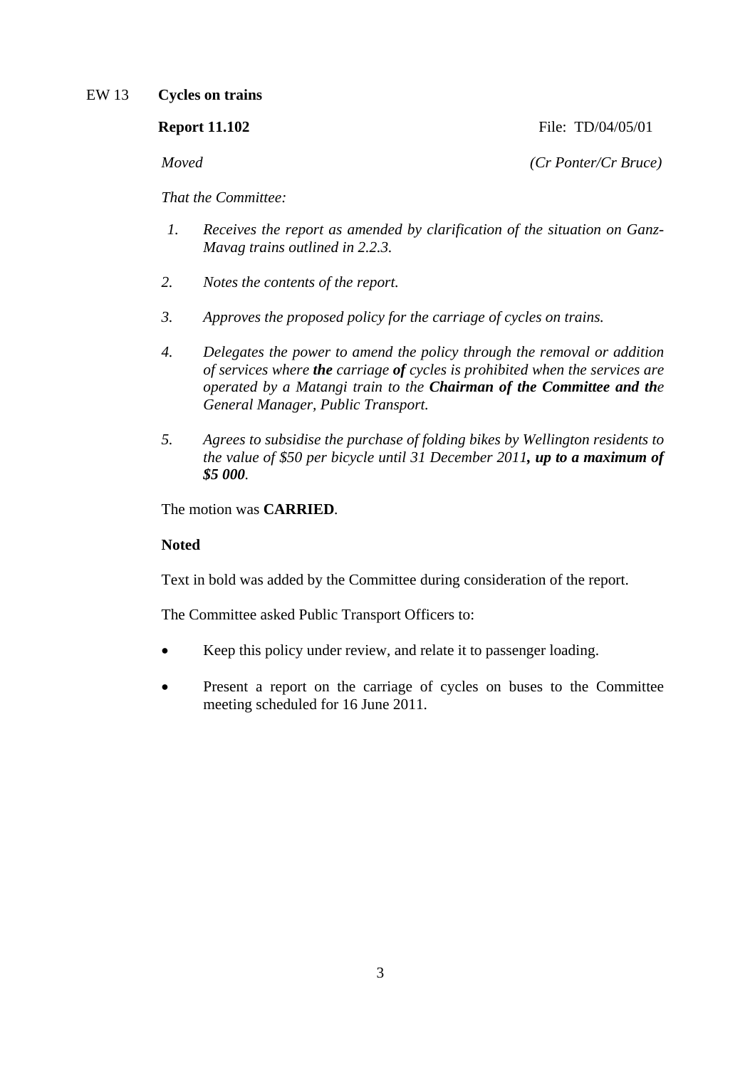EW 13 **Cycles on trains**

**Report 11.102** File: TD/04/05/01

*Moved* *(Cr Ponter/Cr Bruce)*

*That the Committee:*

1. *Receives the report as amended by clarification of the situation on Ganz-Mavag trains outlined in 2.2.3.*
2. *Notes the contents of the report.*
3. *Approves the proposed policy for the carriage of cycles on trains.*
4. *Delegates the power to amend the policy through the removal or addition of services where* ***the*** *carriage* ***of*** *cycles is prohibited when the services are operated by a Matangi train to the* ***Chairman of the Committee and th****e General Manager, Public Transport.*
5. *Agrees to subsidise the purchase of folding bikes by Wellington residents to the value of $50 per bicycle until 31 December 2011****, up to a maximum of $5 000****.*

The motion was **CARRIED**.

**Noted**

Text in bold was added by the Committee during consideration of the report.

The Committee asked Public Transport Officers to:

- Keep this policy under review, and relate it to passenger loading.
- Present a report on the carriage of cycles on buses to the Committee meeting scheduled for 16 June 2011.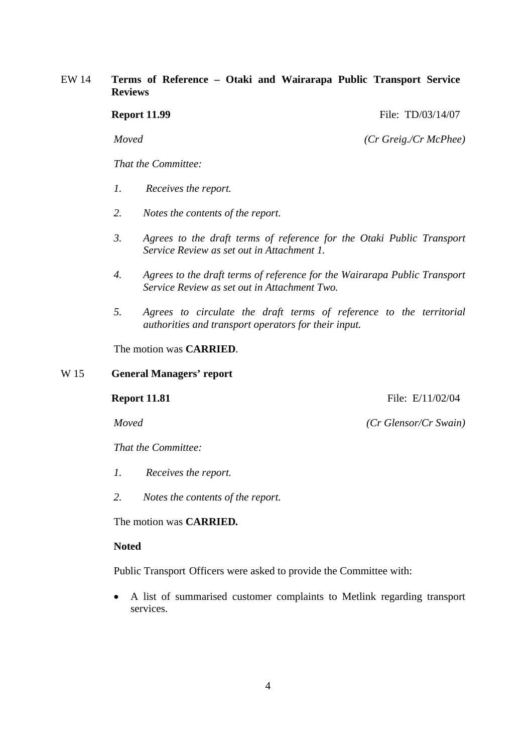EW 14 **Terms of Reference – Otaki and Wairarapa Public Transport Service Reviews**

**Report 11.99** File: TD/03/14/07

*Moved* *(Cr Greig./Cr McPhee)*

*That the Committee:*

1. *Receives the report.*
2. *Notes the contents of the report.*
3. *Agrees to the draft terms of reference for the Otaki Public Transport Service Review as set out in Attachment 1.*
4. *Agrees to the draft terms of reference for the Wairarapa Public Transport Service Review as set out in Attachment Two.*
5. *Agrees to circulate the draft terms of reference to the territorial authorities and transport operators for their input.*

The motion was **CARRIED**.

W 15 **General Managers' report**

**Report 11.81** File: E/11/02/04

*Moved* *(Cr Glensor/Cr Swain)*

*That the Committee:*

1. *Receives the report.*
2. *Notes the contents of the report.*

The motion was **CARRIED.**

**Noted**

Public Transport Officers were asked to provide the Committee with:

- A list of summarised customer complaints to Metlink regarding transport services.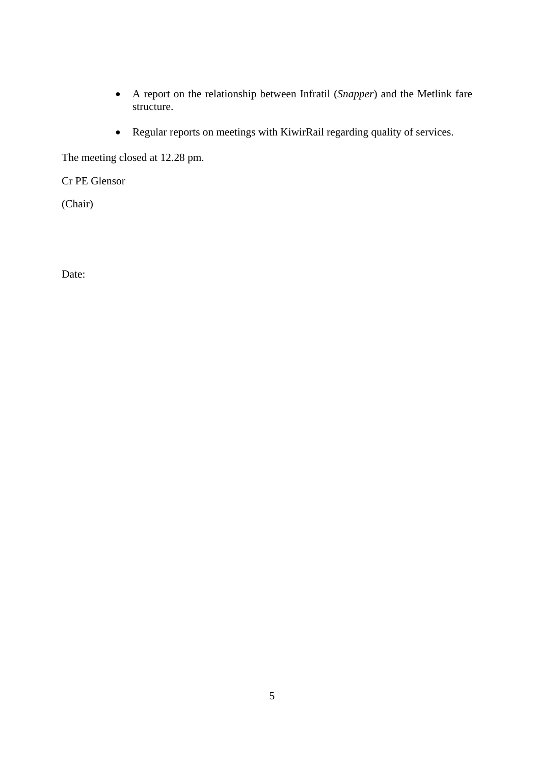- A report on the relationship between Infratil (*Snapper*) and the Metlink fare structure.

- Regular reports on meetings with KiwirRail regarding quality of services.

The meeting closed at 12.28 pm.

Cr PE Glensor

(Chair)

Date: